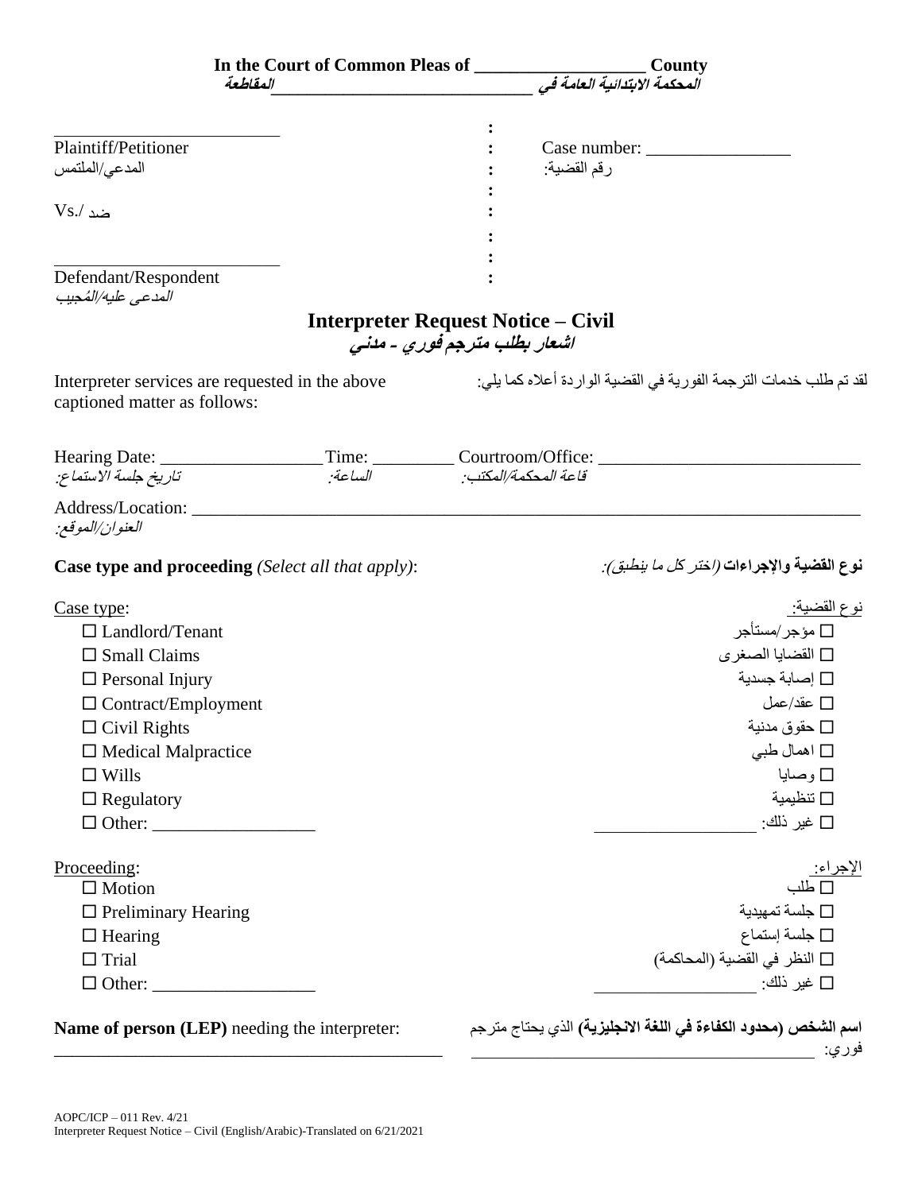**In the Court of Common Pleas of ____________________ County**

***المحكمة الابتدائية العامة في ______________________________ المقاطعة***

| | | |
|---|---|---|
| __________________________ | : | |
| Plaintiff/Petitioner | : | Case number: ________________ |
| المدعي/الملتمس | : | رقم القضية: |
| | : | |
| Vs./ ضد | : | |
| | : | |
| __________________________ | : | |
| Defendant/Respondent | : | |
| *المدعى عليه/المُجيب* | | |

## Interpreter Request Notice – Civil

## *اشعار بطلب مترجم فوري - مدني*

Interpreter services are requested in the above captioned matter as follows:

لقد تم طلب خدمات الترجمة الفورية في القضية الواردة أعلاه كما يلي:

Hearing Date: __________________ Time: _________ Courtroom/Office: ______________________________

*تاريخ جلسة الاستماع:* *الساعة:* *قاعة المحكمة/المكتب:*

Address/Location: ______________________________________________________________________________

*العنوان/الموقع:*

**Case type and proceeding** *(Select all that apply)*:

**نوع القضية والإجراءات** *(اختر كل ما ينطبق):*

Case type: نوع القضية:

- ☐ Landlord/Tenant ☐ مؤجر/مستأجر
- ☐ Small Claims ☐ القضايا الصغرى
- ☐ Personal Injury ☐ إصابة جسدية
- ☐ Contract/Employment ☐ عقد/عمل
- ☐ Civil Rights ☐ حقوق مدنية
- ☐ Medical Malpractice ☐ اهمال طبي
- ☐ Wills ☐ وصايا
- ☐ Regulatory ☐ تنظيمية
- ☐ Other: __________________ ☐ غير ذلك: __________________

Proceeding: الإجراء:

- ☐ Motion ☐ طلب
- ☐ Preliminary Hearing ☐ جلسة تمهيدية
- ☐ Hearing ☐ جلسة إستماع
- ☐ Trial ☐ النظر في القضية (المحاكمة)
- ☐ Other: __________________ ☐ غير ذلك: __________________

**Name of person (LEP)** needing the interpreter:

______________________________________________

**اسم الشخص (محدود الكفاءة في اللغة الانجليزية)** الذي يحتاج مترجم فوري: ____________________________________________

AOPC/ICP – 011 Rev. 4/21
Interpreter Request Notice – Civil (English/Arabic)-Translated on 6/21/2021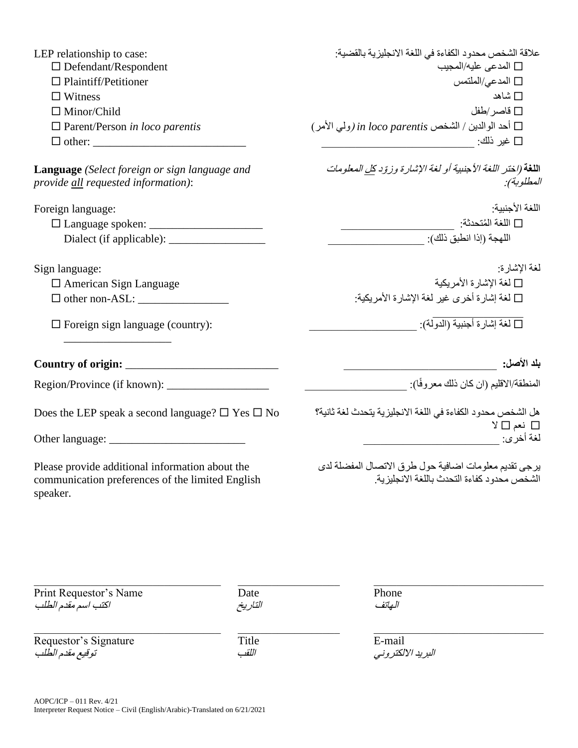LEP relationship to case:

- ☐ Defendant/Respondent
- ☐ Plaintiff/Petitioner
- ☐ Witness
- ☐ Minor/Child
- ☐ Parent/Person *in loco parentis*
- ☐ other: ___________________________

علاقة الشخص محدود الكفاءة في اللغة الانجليزية بالقضية:

- ☐ المدعى عليه/المجيب
- ☐ المدعي/الملتمس
- ☐ شاهد
- ☐ قاصر/طفل
- ☐ أحد الوالدين / الشخص *in loco parentis* (ولي الأمر)
- ☐ غير ذلك: ___________________________

**Language** *(Select foreign or sign language and provide all requested information)*:

**اللغة** *(اختر اللغة الأجنبية أو لغة الإشارة وزوّد كل المعلومات المطلوبة):*

Foreign language:

- ☐ Language spoken: ____________________
- Dialect (if applicable): _________________

اللغة الأجنبية:

- ☐ اللغة المُتحدثة: ____________________
- اللهجة (إذا انطبق ذلك): _________________

Sign language:

- ☐ American Sign Language
- ☐ other non-ASL: ________________
- ☐ Foreign sign language (country): ___________________

لغة الإشارة:

- ☐ لغة الإشارة الأمريكية
- ☐ لغة إشارة أخرى غير لغة الإشارة الأمريكية: ________________
- ☐ لغة إشارة أجنبية (الدولة): ___________________

**Country of origin:** ___________________________

**بلد الأصل:** ___________________________

Region/Province (if known): __________________

المنطقة/الاقليم (ان كان ذلك معروفًا): __________________

Does the LEP speak a second language? ☐ Yes ☐ No

هل الشخص محدود الكفاءة في اللغة الانجليزية يتحدث لغة ثانية؟ ☐ نعم ☐ لا

Other language: ________________________

لغة أخرى: ________________________

Please provide additional information about the communication preferences of the limited English speaker.

يرجى تقديم معلومات اضافية حول طرق الاتصال المفضلة لدى الشخص محدود كفاءة التحدث باللغة الانجليزية.

| | | |
|---|---|---|
| ______________________ | ______________ | ______________________ |
| Print Requestor's Name<br>*اكتب اسم مقدم الطلب* | Date<br>*التاريخ* | Phone<br>*الهاتف* |
| ______________________ | ______________ | ______________________ |
| Requestor's Signature<br>*توقيع مقدم الطلب* | Title<br>*اللقب* | E-mail<br>*البريد الالكتروني* |

AOPC/ICP – 011 Rev. 4/21
Interpreter Request Notice – Civil (English/Arabic)-Translated on 6/21/2021